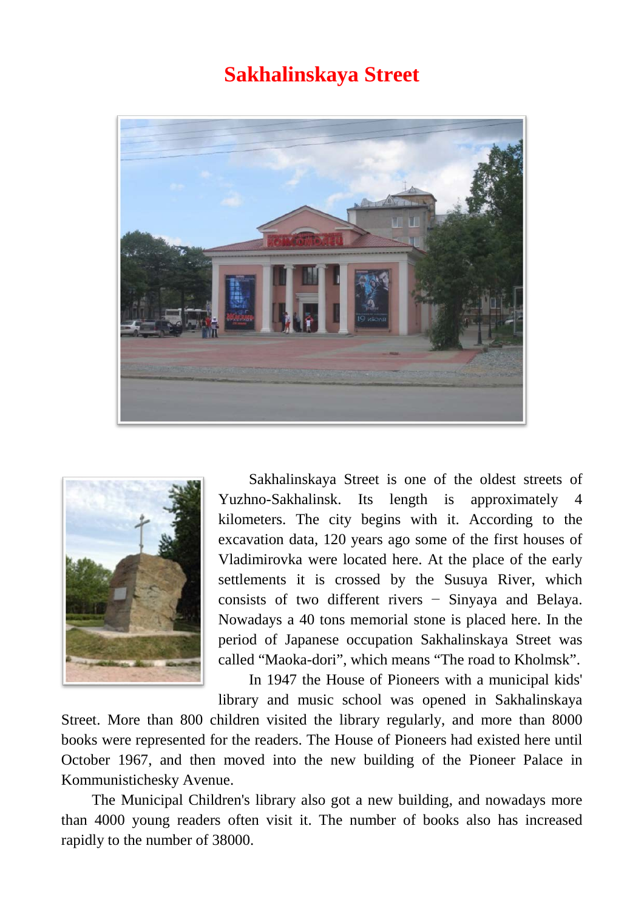# Sakhalinskaya Street

Sakhalinskaya Street is one of the oldest streets of Yuzhno-Sakhalinsk. Its length is approximately 4 kilometers. The city begins with it. According to the excavation data, 120 years ago some of the first houses of Vladimirovka were located here. At the place of the early settlements it is crossed by the Susuya River, which consists of two different rivers − Sinyaya and Belaya. Nowadays a 40 tons memorial stone is placed here. In the period of Japanese occupation Sakhalinskaya Street was called "Maoka-dori", which means "The road to Kholmsk".

In 1947 the House of Pioneers with a municipal kids' library and music school was opened in Sakhalinskaya Street. More than 800 children visited the library regularly, and more than 8000 books were represented for the readers. The House of Pioneers had existed here until October 1967, and then moved into the new building of the Pioneer Palace in Kommunistichesky Avenue.

The Municipal Children's library also got a new building, and nowadays more than 4000 young readers often visit it. The number of books also has increased rapidly to the number of 38000.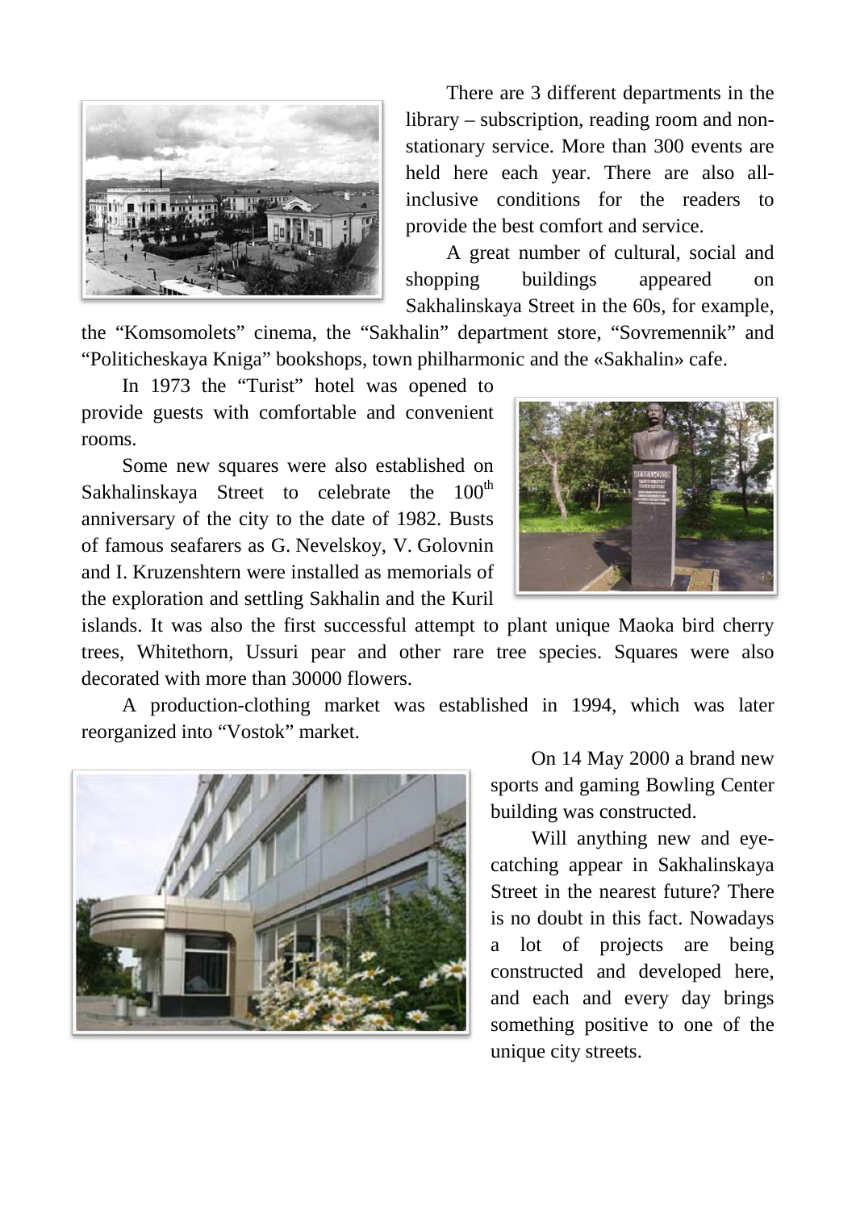There are 3 different departments in the library – subscription, reading room and non-stationary service. More than 300 events are held here each year. There are also all-inclusive conditions for the readers to provide the best comfort and service.

A great number of cultural, social and shopping buildings appeared on Sakhalinskaya Street in the 60s, for example, the "Komsomolets" cinema, the "Sakhalin" department store, "Sovremennik" and "Politicheskaya Kniga" bookshops, town philharmonic and the «Sakhalin» cafe.

In 1973 the "Turist" hotel was opened to provide guests with comfortable and convenient rooms.

Some new squares were also established on Sakhalinskaya Street to celebrate the 100$^{th}$ anniversary of the city to the date of 1982. Busts of famous seafarers as G. Nevelskoy, V. Golovnin and I. Kruzenshtern were installed as memorials of the exploration and settling Sakhalin and the Kuril islands. It was also the first successful attempt to plant unique Maoka bird cherry trees, Whitethorn, Ussuri pear and other rare tree species. Squares were also decorated with more than 30000 flowers.

A production-clothing market was established in 1994, which was later reorganized into "Vostok" market.

On 14 May 2000 a brand new sports and gaming Bowling Center building was constructed.

Will anything new and eye-catching appear in Sakhalinskaya Street in the nearest future? There is no doubt in this fact. Nowadays a lot of projects are being constructed and developed here, and each and every day brings something positive to one of the unique city streets.